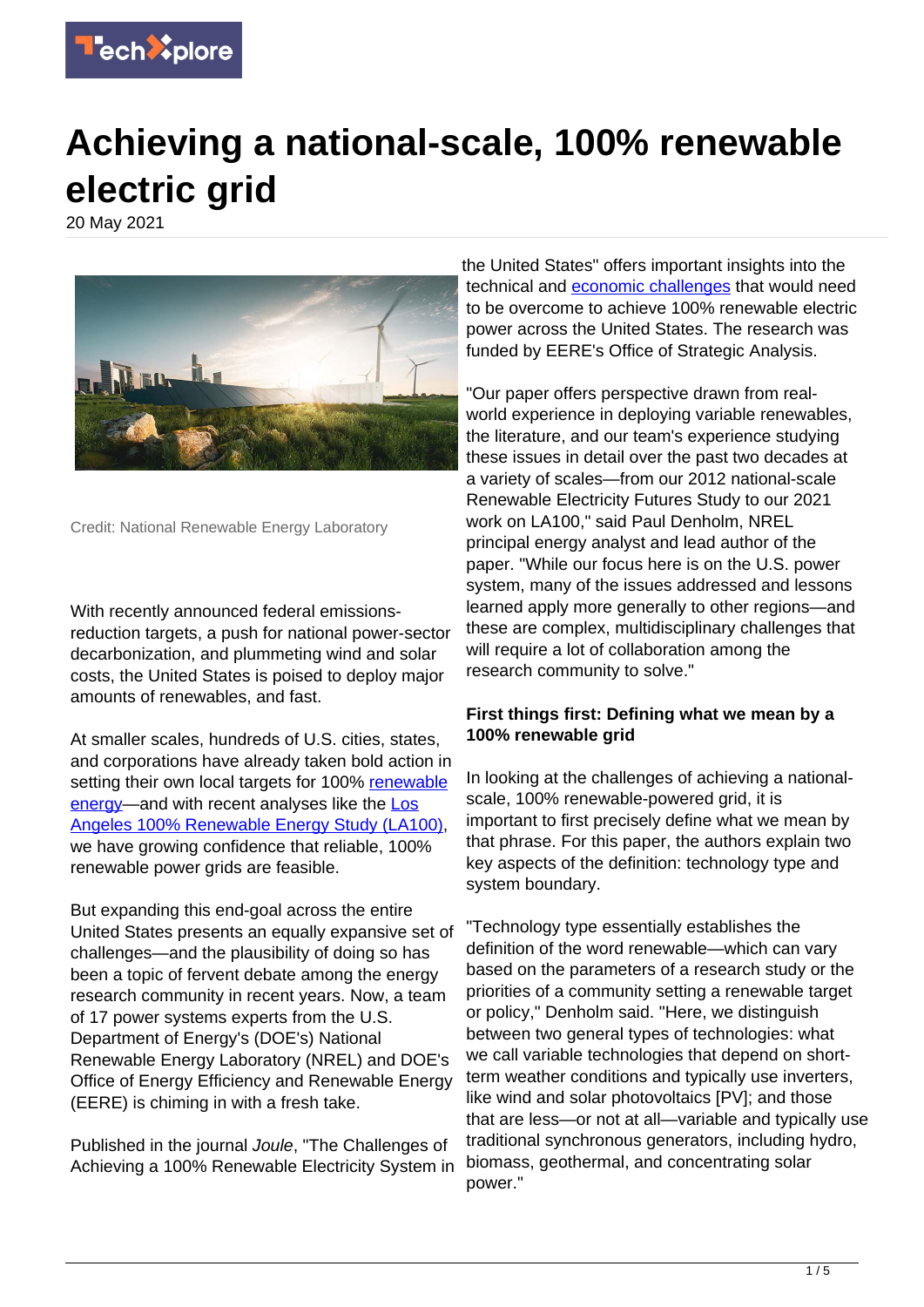# Achieving a national-scale, 100% renewable electric grid

20 May 2021

Credit: National Renewable Energy Laboratory

With recently announced federal emissions-reduction targets, a push for national power-sector decarbonization, and plummeting wind and solar costs, the United States is poised to deploy major amounts of renewables, and fast.

At smaller scales, hundreds of U.S. cities, states, and corporations have already taken bold action in setting their own local targets for 100% renewable energy—and with recent analyses like the Los Angeles 100% Renewable Energy Study (LA100), we have growing confidence that reliable, 100% renewable power grids are feasible.

But expanding this end-goal across the entire United States presents an equally expansive set of challenges—and the plausibility of doing so has been a topic of fervent debate among the energy research community in recent years. Now, a team of 17 power systems experts from the U.S. Department of Energy's (DOE's) National Renewable Energy Laboratory (NREL) and DOE's Office of Energy Efficiency and Renewable Energy (EERE) is chiming in with a fresh take.

Published in the journal *Joule*, "The Challenges of Achieving a 100% Renewable Electricity System in the United States" offers important insights into the technical and economic challenges that would need to be overcome to achieve 100% renewable electric power across the United States. The research was funded by EERE's Office of Strategic Analysis.

"Our paper offers perspective drawn from real-world experience in deploying variable renewables, the literature, and our team's experience studying these issues in detail over the past two decades at a variety of scales—from our 2012 national-scale Renewable Electricity Futures Study to our 2021 work on LA100," said Paul Denholm, NREL principal energy analyst and lead author of the paper. "While our focus here is on the U.S. power system, many of the issues addressed and lessons learned apply more generally to other regions—and these are complex, multidisciplinary challenges that will require a lot of collaboration among the research community to solve."

**First things first: Defining what we mean by a 100% renewable grid**

In looking at the challenges of achieving a national-scale, 100% renewable-powered grid, it is important to first precisely define what we mean by that phrase. For this paper, the authors explain two key aspects of the definition: technology type and system boundary.

"Technology type essentially establishes the definition of the word renewable—which can vary based on the parameters of a research study or the priorities of a community setting a renewable target or policy," Denholm said. "Here, we distinguish between two general types of technologies: what we call variable technologies that depend on short-term weather conditions and typically use inverters, like wind and solar photovoltaics [PV]; and those that are less—or not at all—variable and typically use traditional synchronous generators, including hydro, biomass, geothermal, and concentrating solar power."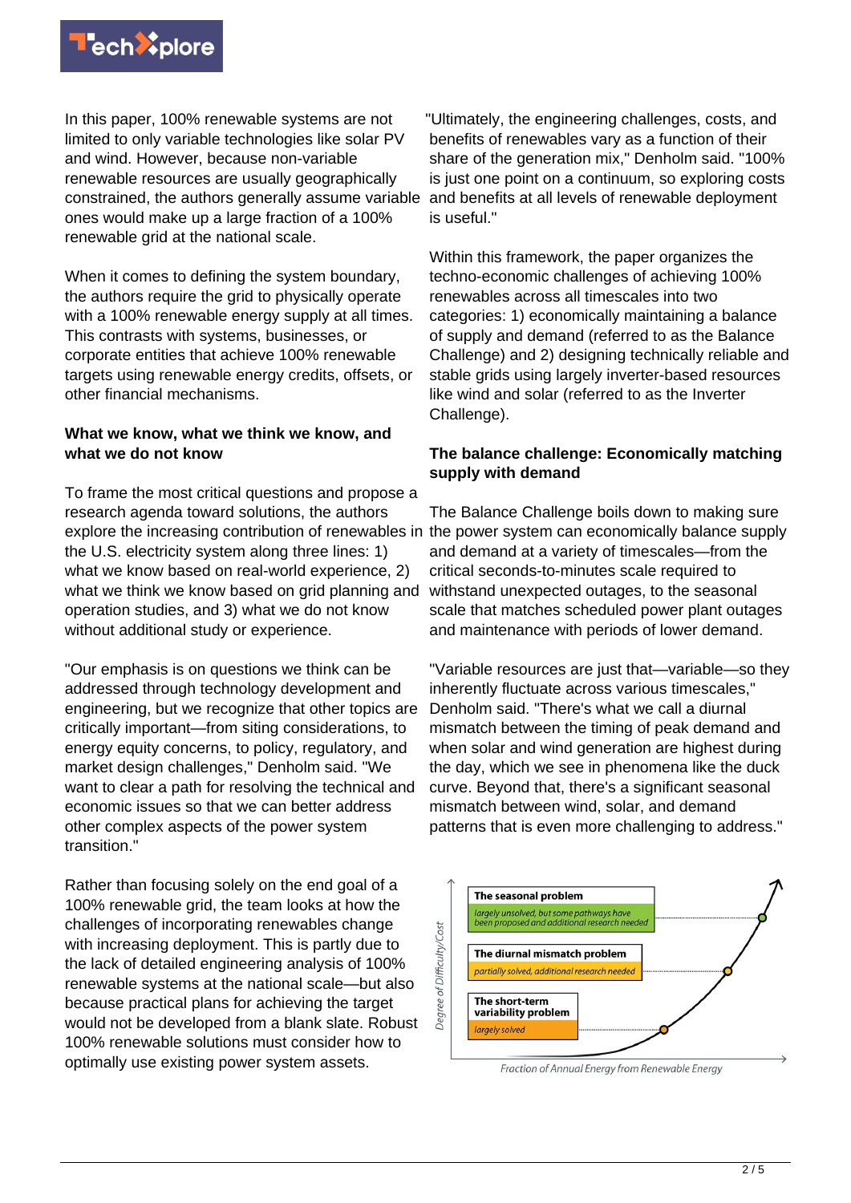In this paper, 100% renewable systems are not limited to only variable technologies like solar PV and wind. However, because non-variable renewable resources are usually geographically constrained, the authors generally assume variable ones would make up a large fraction of a 100% renewable grid at the national scale.

When it comes to defining the system boundary, the authors require the grid to physically operate with a 100% renewable energy supply at all times. This contrasts with systems, businesses, or corporate entities that achieve 100% renewable targets using renewable energy credits, offsets, or other financial mechanisms.

### What we know, what we think we know, and what we do not know

To frame the most critical questions and propose a research agenda toward solutions, the authors explore the increasing contribution of renewables in the U.S. electricity system along three lines: 1) what we know based on real-world experience, 2) what we think we know based on grid planning and operation studies, and 3) what we do not know without additional study or experience.

"Our emphasis is on questions we think can be addressed through technology development and engineering, but we recognize that other topics are critically important—from siting considerations, to energy equity concerns, to policy, regulatory, and market design challenges," Denholm said. "We want to clear a path for resolving the technical and economic issues so that we can better address other complex aspects of the power system transition."

Rather than focusing solely on the end goal of a 100% renewable grid, the team looks at how the challenges of incorporating renewables change with increasing deployment. This is partly due to the lack of detailed engineering analysis of 100% renewable systems at the national scale—but also because practical plans for achieving the target would not be developed from a blank slate. Robust 100% renewable solutions must consider how to optimally use existing power system assets.

"Ultimately, the engineering challenges, costs, and benefits of renewables vary as a function of their share of the generation mix," Denholm said. "100% is just one point on a continuum, so exploring costs and benefits at all levels of renewable deployment is useful."

Within this framework, the paper organizes the techno-economic challenges of achieving 100% renewables across all timescales into two categories: 1) economically maintaining a balance of supply and demand (referred to as the Balance Challenge) and 2) designing technically reliable and stable grids using largely inverter-based resources like wind and solar (referred to as the Inverter Challenge).

### The balance challenge: Economically matching supply with demand

The Balance Challenge boils down to making sure the power system can economically balance supply and demand at a variety of timescales—from the critical seconds-to-minutes scale required to withstand unexpected outages, to the seasonal scale that matches scheduled power plant outages and maintenance with periods of lower demand.

"Variable resources are just that—variable—so they inherently fluctuate across various timescales," Denholm said. "There's what we call a diurnal mismatch between the timing of peak demand and when solar and wind generation are highest during the day, which we see in phenomena like the duck curve. Beyond that, there's a significant seasonal mismatch between wind, solar, and demand patterns that is even more challenging to address."

**The seasonal problem**
*largely unsolved, but some pathways have been proposed and additional research needed*

**The diurnal mismatch problem**
*partially solved, additional research needed*

**The short-term variability problem**
*largely solved*

*Degree of Difficulty/Cost*

*Fraction of Annual Energy from Renewable Energy*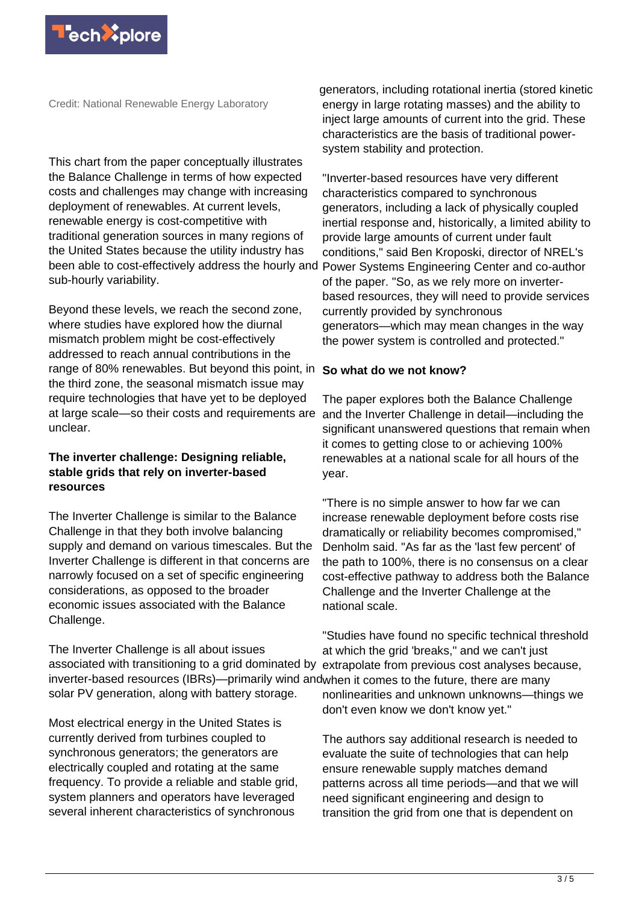Credit: National Renewable Energy Laboratory

This chart from the paper conceptually illustrates the Balance Challenge in terms of how expected costs and challenges may change with increasing deployment of renewables. At current levels, renewable energy is cost-competitive with traditional generation sources in many regions of the United States because the utility industry has been able to cost-effectively address the hourly and sub-hourly variability.

Beyond these levels, we reach the second zone, where studies have explored how the diurnal mismatch problem might be cost-effectively addressed to reach annual contributions in the range of 80% renewables. But beyond this point, in the third zone, the seasonal mismatch issue may require technologies that have yet to be deployed at large scale—so their costs and requirements are unclear.

**The inverter challenge: Designing reliable, stable grids that rely on inverter-based resources**

The Inverter Challenge is similar to the Balance Challenge in that they both involve balancing supply and demand on various timescales. But the Inverter Challenge is different in that concerns are narrowly focused on a set of specific engineering considerations, as opposed to the broader economic issues associated with the Balance Challenge.

The Inverter Challenge is all about issues associated with transitioning to a grid dominated by inverter-based resources (IBRs)—primarily wind and solar PV generation, along with battery storage.

Most electrical energy in the United States is currently derived from turbines coupled to synchronous generators; the generators are electrically coupled and rotating at the same frequency. To provide a reliable and stable grid, system planners and operators have leveraged several inherent characteristics of synchronous generators, including rotational inertia (stored kinetic energy in large rotating masses) and the ability to inject large amounts of current into the grid. These characteristics are the basis of traditional power-system stability and protection.

"Inverter-based resources have very different characteristics compared to synchronous generators, including a lack of physically coupled inertial response and, historically, a limited ability to provide large amounts of current under fault conditions," said Ben Kroposki, director of NREL's Power Systems Engineering Center and co-author of the paper. "So, as we rely more on inverter-based resources, they will need to provide services currently provided by synchronous generators—which may mean changes in the way the power system is controlled and protected."

**So what do we not know?**

The paper explores both the Balance Challenge and the Inverter Challenge in detail—including the significant unanswered questions that remain when it comes to getting close to or achieving 100% renewables at a national scale for all hours of the year.

"There is no simple answer to how far we can increase renewable deployment before costs rise dramatically or reliability becomes compromised," Denholm said. "As far as the 'last few percent' of the path to 100%, there is no consensus on a clear cost-effective pathway to address both the Balance Challenge and the Inverter Challenge at the national scale.

"Studies have found no specific technical threshold at which the grid 'breaks," and we can't just extrapolate from previous cost analyses because, when it comes to the future, there are many nonlinearities and unknown unknowns—things we don't even know we don't know yet."

The authors say additional research is needed to evaluate the suite of technologies that can help ensure renewable supply matches demand patterns across all time periods—and that we will need significant engineering and design to transition the grid from one that is dependent on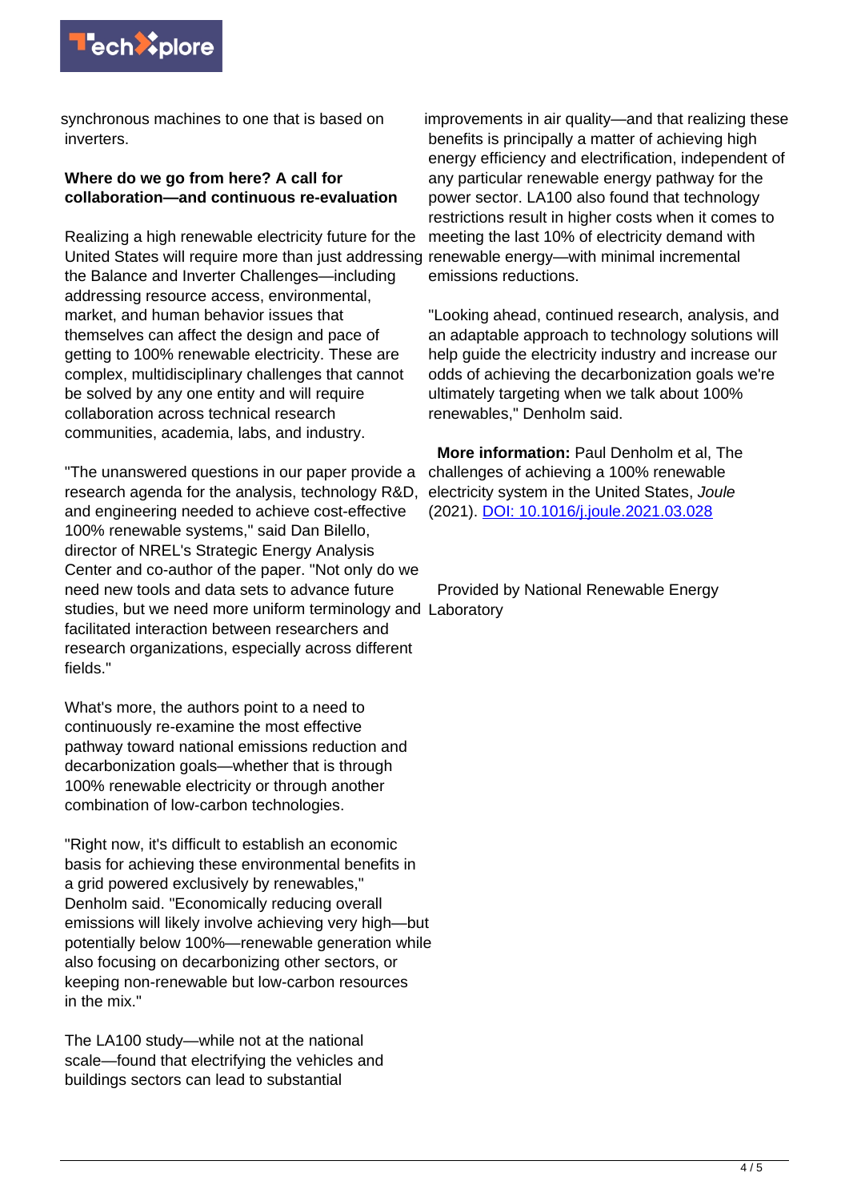synchronous machines to one that is based on inverters.

**Where do we go from here? A call for collaboration—and continuous re-evaluation**

Realizing a high renewable electricity future for the United States will require more than just addressing the Balance and Inverter Challenges—including addressing resource access, environmental, market, and human behavior issues that themselves can affect the design and pace of getting to 100% renewable electricity. These are complex, multidisciplinary challenges that cannot be solved by any one entity and will require collaboration across technical research communities, academia, labs, and industry.

"The unanswered questions in our paper provide a research agenda for the analysis, technology R&D, and engineering needed to achieve cost-effective 100% renewable systems," said Dan Bilello, director of NREL's Strategic Energy Analysis Center and co-author of the paper. "Not only do we need new tools and data sets to advance future studies, but we need more uniform terminology and facilitated interaction between researchers and research organizations, especially across different fields."

What's more, the authors point to a need to continuously re-examine the most effective pathway toward national emissions reduction and decarbonization goals—whether that is through 100% renewable electricity or through another combination of low-carbon technologies.

"Right now, it's difficult to establish an economic basis for achieving these environmental benefits in a grid powered exclusively by renewables," Denholm said. "Economically reducing overall emissions will likely involve achieving very high—but potentially below 100%—renewable generation while also focusing on decarbonizing other sectors, or keeping non-renewable but low-carbon resources in the mix."

The LA100 study—while not at the national scale—found that electrifying the vehicles and buildings sectors can lead to substantial improvements in air quality—and that realizing these benefits is principally a matter of achieving high energy efficiency and electrification, independent of any particular renewable energy pathway for the power sector. LA100 also found that technology restrictions result in higher costs when it comes to meeting the last 10% of electricity demand with renewable energy—with minimal incremental emissions reductions.

"Looking ahead, continued research, analysis, and an adaptable approach to technology solutions will help guide the electricity industry and increase our odds of achieving the decarbonization goals we're ultimately targeting when we talk about 100% renewables," Denholm said.

**More information:** Paul Denholm et al, The challenges of achieving a 100% renewable electricity system in the United States, *Joule* (2021). DOI: 10.1016/j.joule.2021.03.028

Provided by National Renewable Energy Laboratory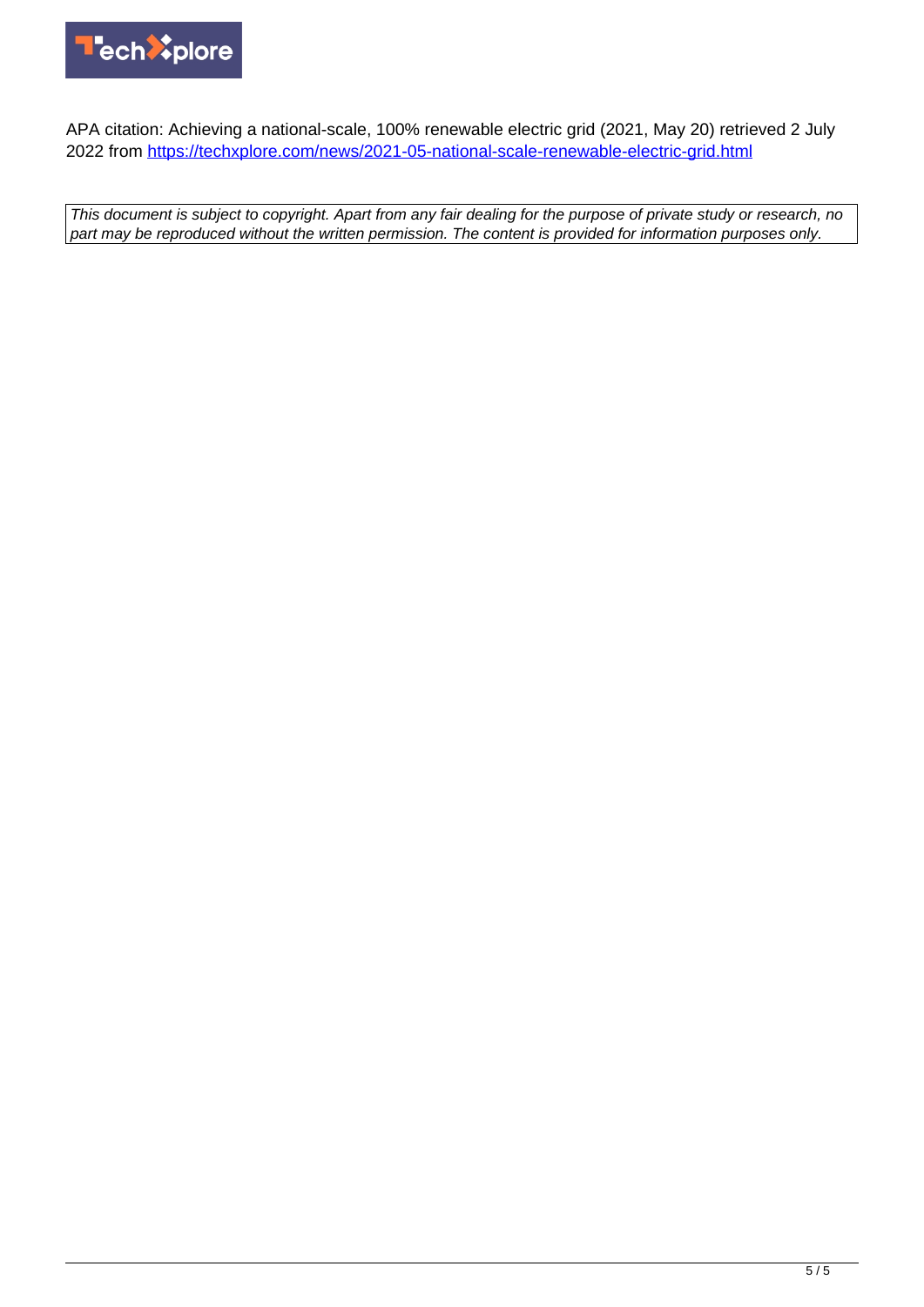APA citation: Achieving a national-scale, 100% renewable electric grid (2021, May 20) retrieved 2 July 2022 from https://techxplore.com/news/2021-05-national-scale-renewable-electric-grid.html

*This document is subject to copyright. Apart from any fair dealing for the purpose of private study or research, no part may be reproduced without the written permission. The content is provided for information purposes only.*